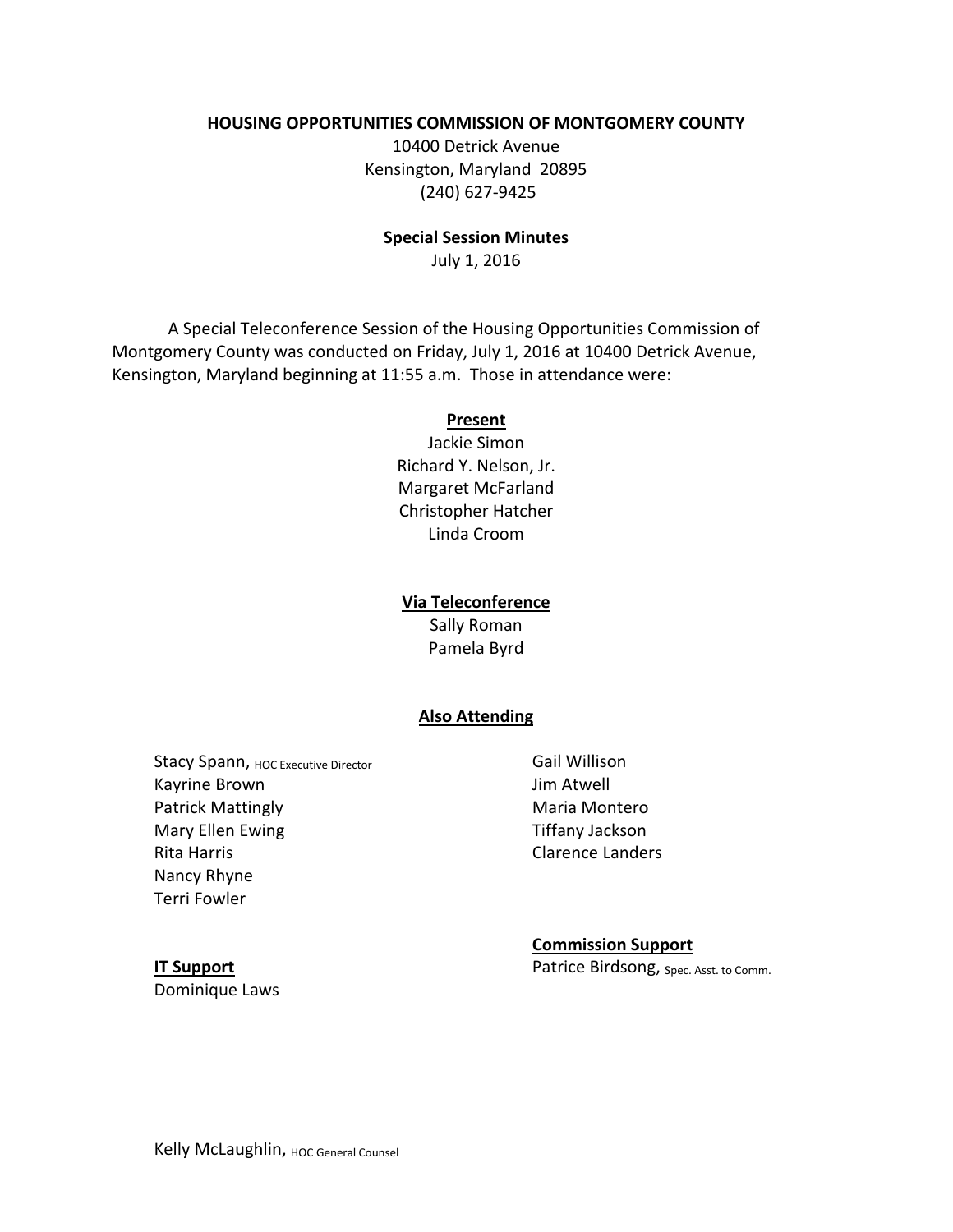**HOUSING OPPORTUNITIES COMMISSION OF MONTGOMERY COUNTY**

10400 Detrick Avenue
Kensington, Maryland 20895
(240) 627-9425

**Special Session Minutes**

July 1, 2016

A Special Teleconference Session of the Housing Opportunities Commission of Montgomery County was conducted on Friday, July 1, 2016 at 10400 Detrick Avenue, Kensington, Maryland beginning at 11:55 a.m. Those in attendance were:

**Present**

Jackie Simon
Richard Y. Nelson, Jr.
Margaret McFarland
Christopher Hatcher
Linda Croom

**Via Teleconference**

Sally Roman
Pamela Byrd

**Also Attending**

Stacy Spann, HOC Executive Director
Kayrine Brown
Patrick Mattingly
Mary Ellen Ewing
Rita Harris
Nancy Rhyne
Terri Fowler
Gail Willison
Jim Atwell
Maria Montero
Tiffany Jackson
Clarence Landers

**IT Support**

Dominique Laws

**Commission Support**

Patrice Birdsong, Spec. Asst. to Comm.

Kelly McLaughlin, HOC General Counsel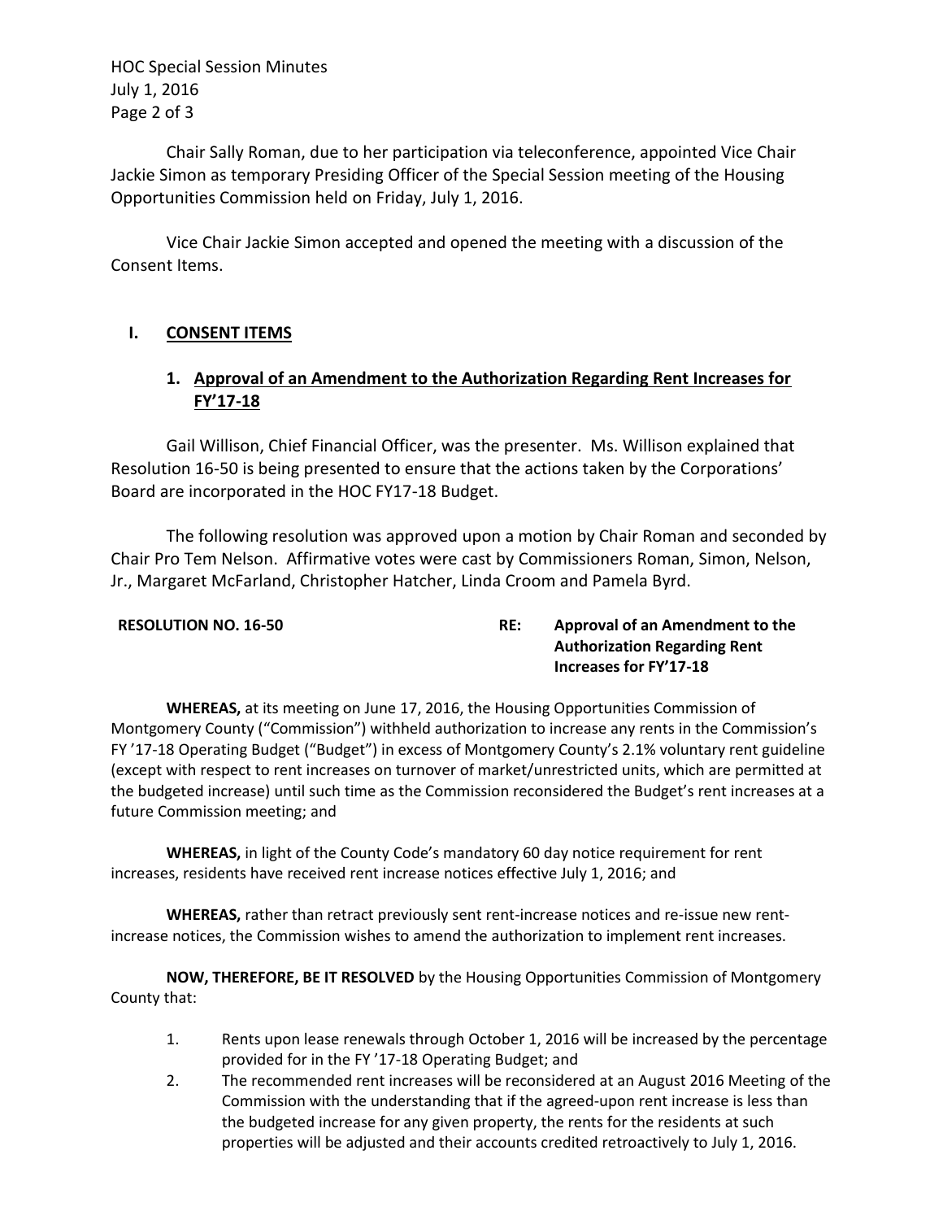Chair Sally Roman, due to her participation via teleconference, appointed Vice Chair Jackie Simon as temporary Presiding Officer of the Special Session meeting of the Housing Opportunities Commission held on Friday, July 1, 2016.

Vice Chair Jackie Simon accepted and opened the meeting with a discussion of the Consent Items.

## I. CONSENT ITEMS

### 1. Approval of an Amendment to the Authorization Regarding Rent Increases for FY'17-18

Gail Willison, Chief Financial Officer, was the presenter. Ms. Willison explained that Resolution 16-50 is being presented to ensure that the actions taken by the Corporations' Board are incorporated in the HOC FY17-18 Budget.

The following resolution was approved upon a motion by Chair Roman and seconded by Chair Pro Tem Nelson. Affirmative votes were cast by Commissioners Roman, Simon, Nelson, Jr., Margaret McFarland, Christopher Hatcher, Linda Croom and Pamela Byrd.

**RESOLUTION NO. 16-50** **RE: Approval of an Amendment to the Authorization Regarding Rent Increases for FY'17-18**

**WHEREAS,** at its meeting on June 17, 2016, the Housing Opportunities Commission of Montgomery County ("Commission") withheld authorization to increase any rents in the Commission's FY '17-18 Operating Budget ("Budget") in excess of Montgomery County's 2.1% voluntary rent guideline (except with respect to rent increases on turnover of market/unrestricted units, which are permitted at the budgeted increase) until such time as the Commission reconsidered the Budget's rent increases at a future Commission meeting; and

**WHEREAS,** in light of the County Code's mandatory 60 day notice requirement for rent increases, residents have received rent increase notices effective July 1, 2016; and

**WHEREAS,** rather than retract previously sent rent-increase notices and re-issue new rent-increase notices, the Commission wishes to amend the authorization to implement rent increases.

**NOW, THEREFORE, BE IT RESOLVED** by the Housing Opportunities Commission of Montgomery County that:

1. Rents upon lease renewals through October 1, 2016 will be increased by the percentage provided for in the FY '17-18 Operating Budget; and
2. The recommended rent increases will be reconsidered at an August 2016 Meeting of the Commission with the understanding that if the agreed-upon rent increase is less than the budgeted increase for any given property, the rents for the residents at such properties will be adjusted and their accounts credited retroactively to July 1, 2016.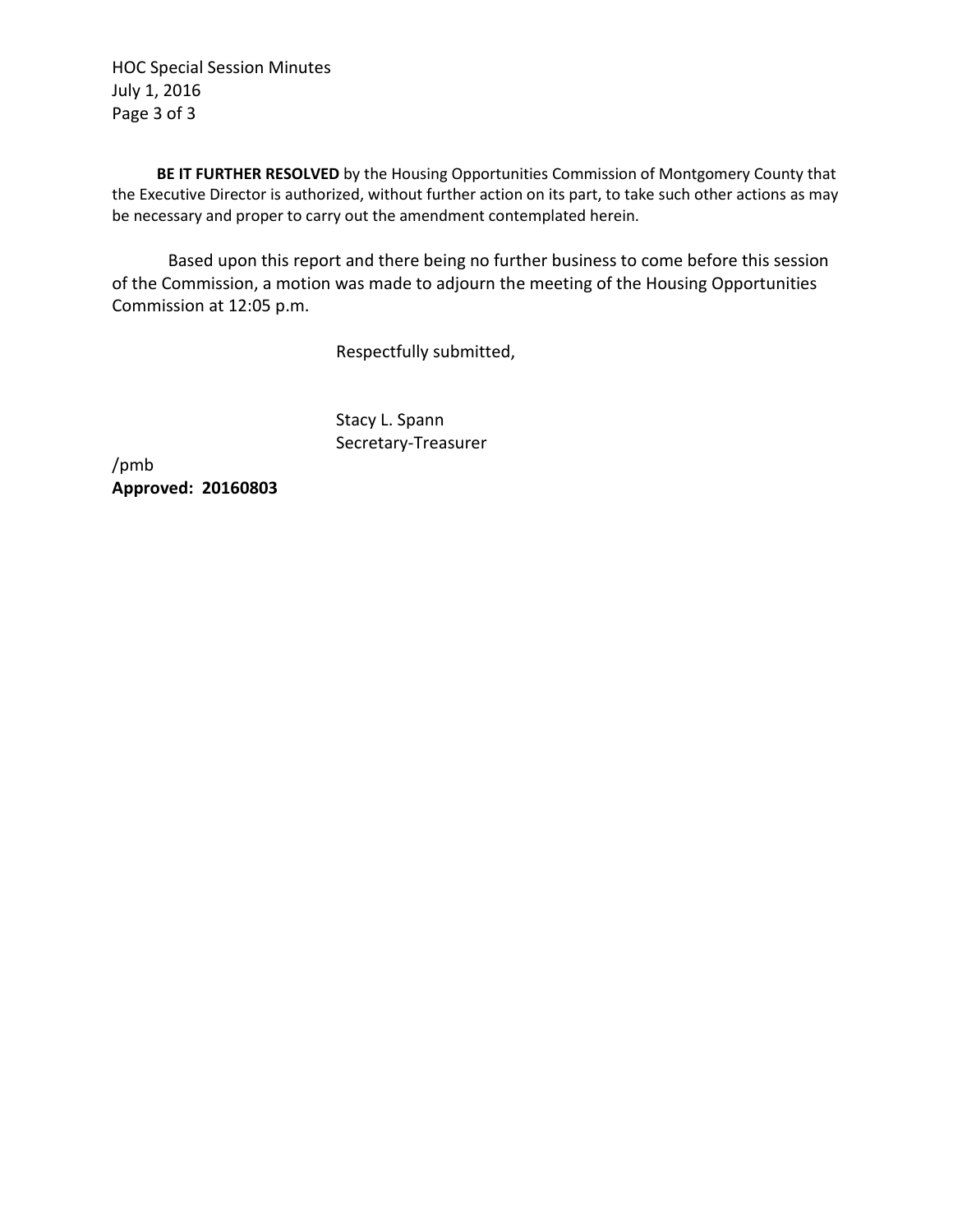**BE IT FURTHER RESOLVED** by the Housing Opportunities Commission of Montgomery County that the Executive Director is authorized, without further action on its part, to take such other actions as may be necessary and proper to carry out the amendment contemplated herein.

Based upon this report and there being no further business to come before this session of the Commission, a motion was made to adjourn the meeting of the Housing Opportunities Commission at 12:05 p.m.

Respectfully submitted,

Stacy L. Spann
Secretary-Treasurer

/pmb
**Approved: 20160803**